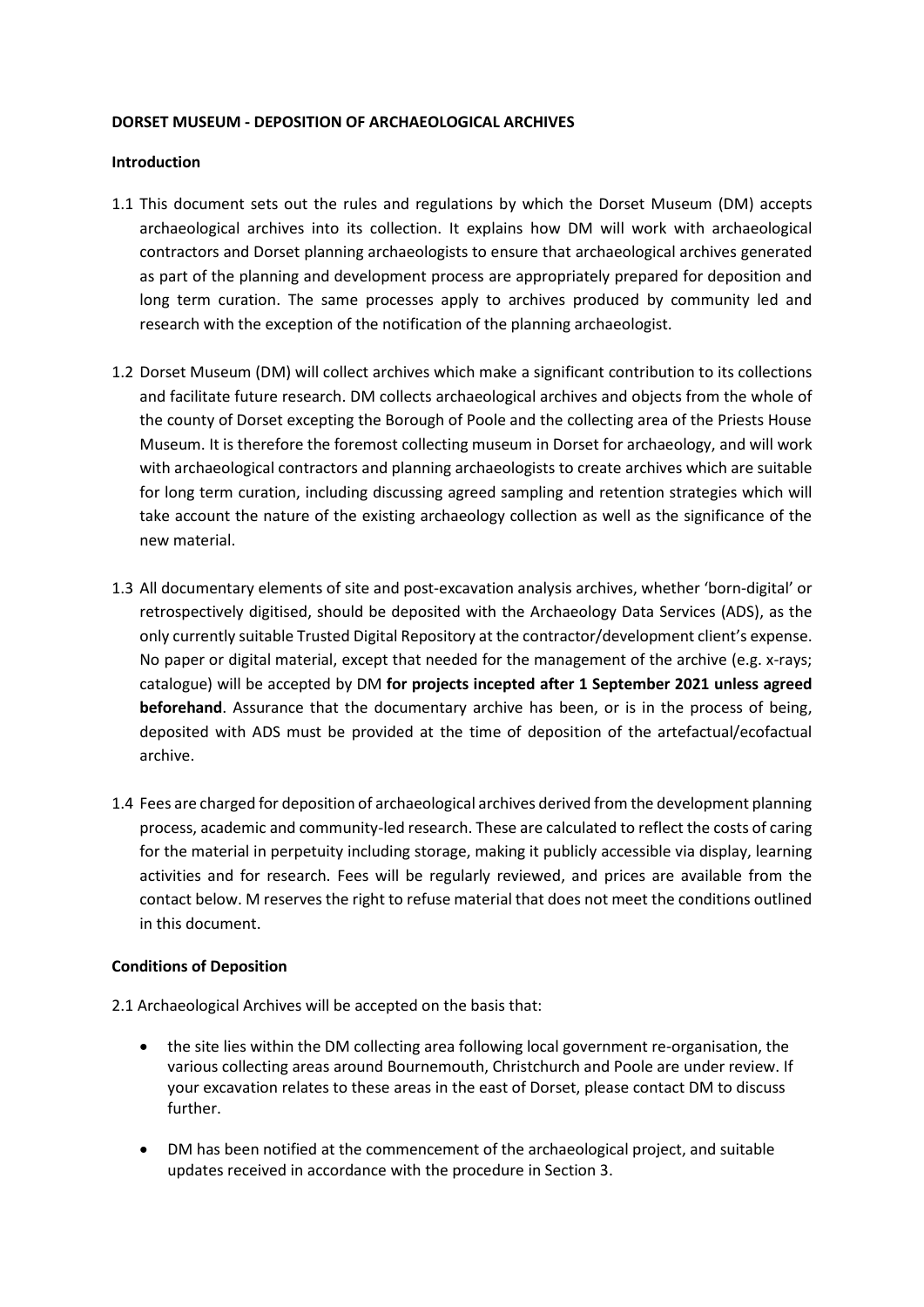**DORSET MUSEUM - DEPOSITION OF ARCHAEOLOGICAL ARCHIVES**

**Introduction**

1.1 This document sets out the rules and regulations by which the Dorset Museum (DM) accepts archaeological archives into its collection. It explains how DM will work with archaeological contractors and Dorset planning archaeologists to ensure that archaeological archives generated as part of the planning and development process are appropriately prepared for deposition and long term curation. The same processes apply to archives produced by community led and research with the exception of the notification of the planning archaeologist.

1.2 Dorset Museum (DM) will collect archives which make a significant contribution to its collections and facilitate future research. DM collects archaeological archives and objects from the whole of the county of Dorset excepting the Borough of Poole and the collecting area of the Priests House Museum. It is therefore the foremost collecting museum in Dorset for archaeology, and will work with archaeological contractors and planning archaeologists to create archives which are suitable for long term curation, including discussing agreed sampling and retention strategies which will take account the nature of the existing archaeology collection as well as the significance of the new material.

1.3 All documentary elements of site and post-excavation analysis archives, whether 'born-digital' or retrospectively digitised, should be deposited with the Archaeology Data Services (ADS), as the only currently suitable Trusted Digital Repository at the contractor/development client's expense. No paper or digital material, except that needed for the management of the archive (e.g. x-rays; catalogue) will be accepted by DM **for projects incepted after 1 September 2021 unless agreed beforehand**. Assurance that the documentary archive has been, or is in the process of being, deposited with ADS must be provided at the time of deposition of the artefactual/ecofactual archive.

1.4 Fees are charged for deposition of archaeological archives derived from the development planning process, academic and community-led research. These are calculated to reflect the costs of caring for the material in perpetuity including storage, making it publicly accessible via display, learning activities and for research. Fees will be regularly reviewed, and prices are available from the contact below. M reserves the right to refuse material that does not meet the conditions outlined in this document.

**Conditions of Deposition**

2.1 Archaeological Archives will be accepted on the basis that:

- the site lies within the DM collecting area following local government re-organisation, the various collecting areas around Bournemouth, Christchurch and Poole are under review. If your excavation relates to these areas in the east of Dorset, please contact DM to discuss further.
- DM has been notified at the commencement of the archaeological project, and suitable updates received in accordance with the procedure in Section 3.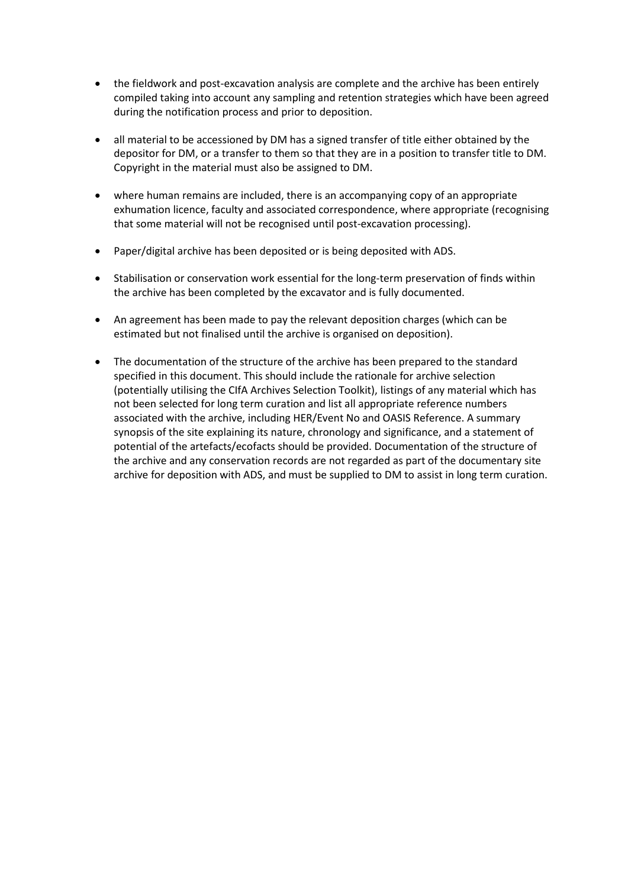- the fieldwork and post-excavation analysis are complete and the archive has been entirely compiled taking into account any sampling and retention strategies which have been agreed during the notification process and prior to deposition.

- all material to be accessioned by DM has a signed transfer of title either obtained by the depositor for DM, or a transfer to them so that they are in a position to transfer title to DM. Copyright in the material must also be assigned to DM.

- where human remains are included, there is an accompanying copy of an appropriate exhumation licence, faculty and associated correspondence, where appropriate (recognising that some material will not be recognised until post-excavation processing).

- Paper/digital archive has been deposited or is being deposited with ADS.

- Stabilisation or conservation work essential for the long-term preservation of finds within the archive has been completed by the excavator and is fully documented.

- An agreement has been made to pay the relevant deposition charges (which can be estimated but not finalised until the archive is organised on deposition).

- The documentation of the structure of the archive has been prepared to the standard specified in this document. This should include the rationale for archive selection (potentially utilising the CIfA Archives Selection Toolkit), listings of any material which has not been selected for long term curation and list all appropriate reference numbers associated with the archive, including HER/Event No and OASIS Reference. A summary synopsis of the site explaining its nature, chronology and significance, and a statement of potential of the artefacts/ecofacts should be provided. Documentation of the structure of the archive and any conservation records are not regarded as part of the documentary site archive for deposition with ADS, and must be supplied to DM to assist in long term curation.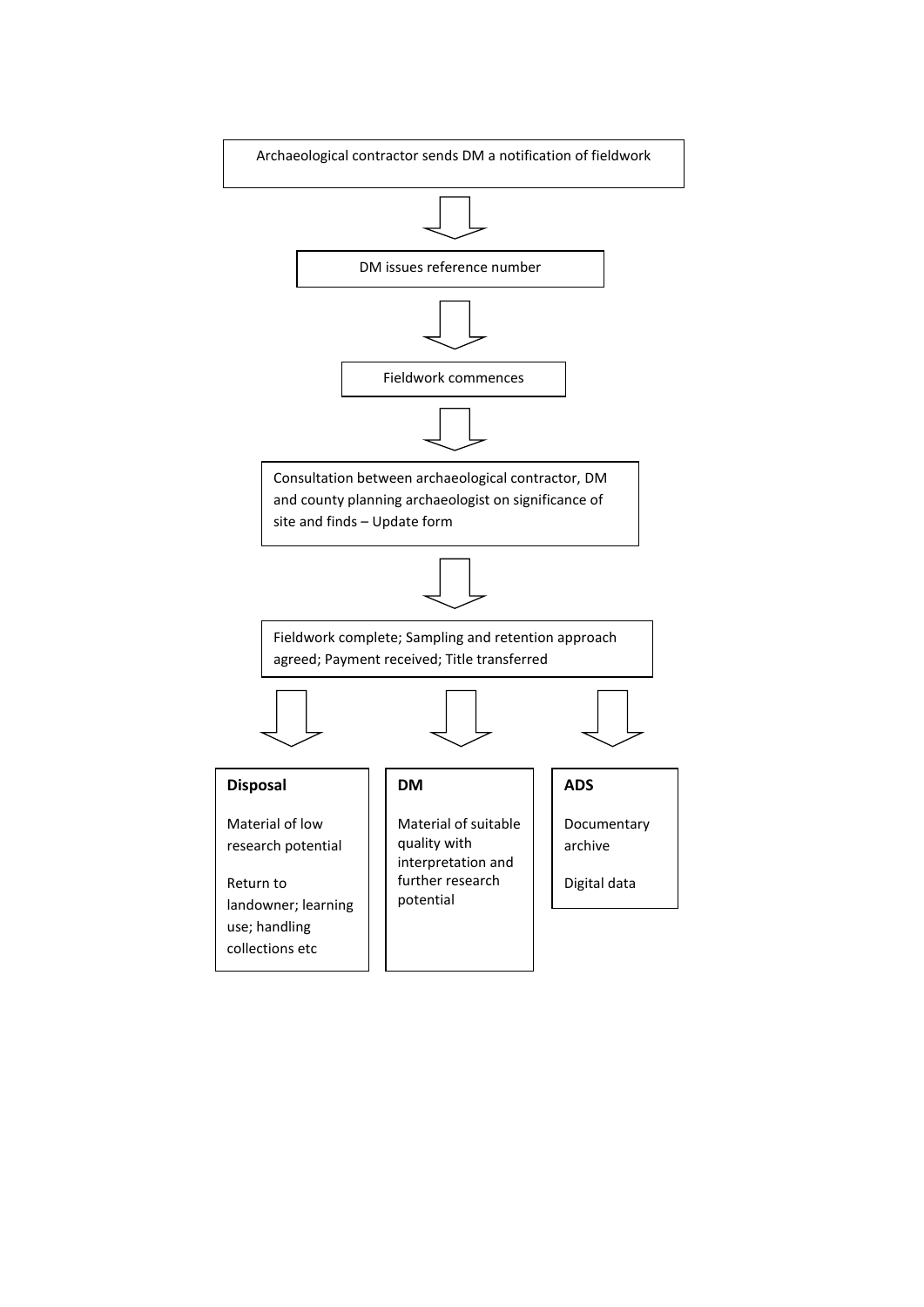Archaeological contractor sends DM a notification of fieldwork

↓

DM issues reference number

↓

Fieldwork commences

↓

Consultation between archaeological contractor, DM and county planning archaeologist on significance of site and finds – Update form

↓

Fieldwork complete; Sampling and retention approach agreed; Payment received; Title transferred

↓ ↓ ↓

**Disposal**

Material of low research potential

Return to landowner; learning use; handling collections etc

**DM**

Material of suitable quality with interpretation and further research potential

**ADS**

Documentary archive

Digital data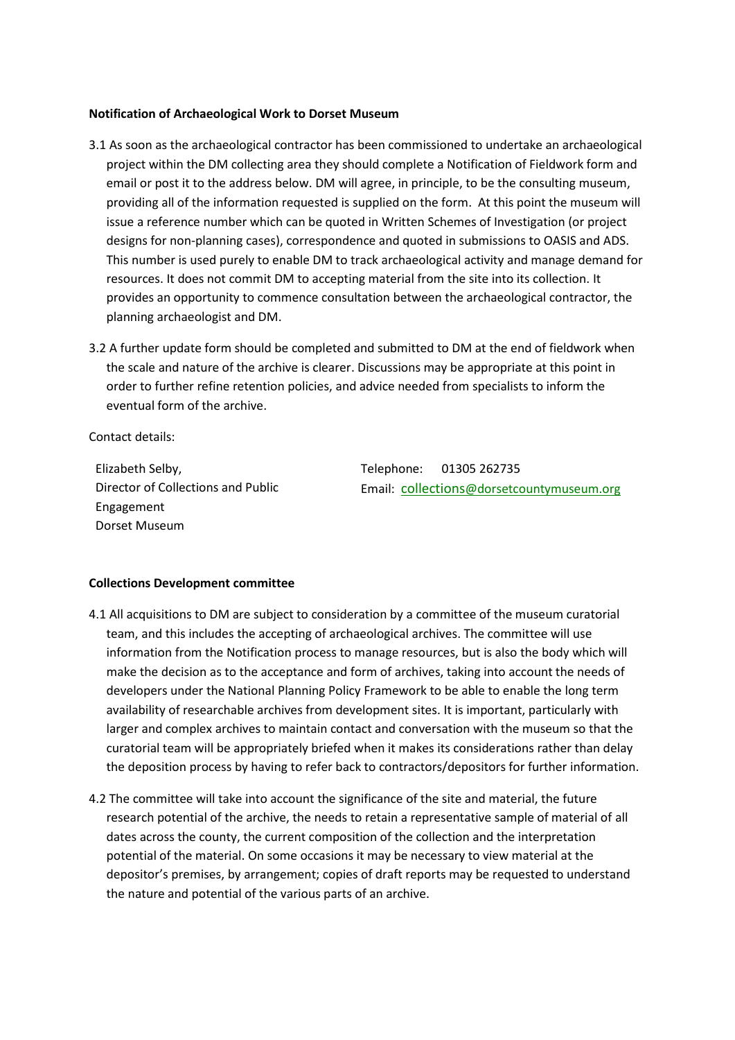**Notification of Archaeological Work to Dorset Museum**

3.1 As soon as the archaeological contractor has been commissioned to undertake an archaeological project within the DM collecting area they should complete a Notification of Fieldwork form and email or post it to the address below. DM will agree, in principle, to be the consulting museum, providing all of the information requested is supplied on the form. At this point the museum will issue a reference number which can be quoted in Written Schemes of Investigation (or project designs for non-planning cases), correspondence and quoted in submissions to OASIS and ADS. This number is used purely to enable DM to track archaeological activity and manage demand for resources. It does not commit DM to accepting material from the site into its collection. It provides an opportunity to commence consultation between the archaeological contractor, the planning archaeologist and DM.

3.2 A further update form should be completed and submitted to DM at the end of fieldwork when the scale and nature of the archive is clearer. Discussions may be appropriate at this point in order to further refine retention policies, and advice needed from specialists to inform the eventual form of the archive.

Contact details:

Elizabeth Selby,
Director of Collections and Public Engagement
Dorset Museum

Telephone: 01305 262735
Email: collections@dorsetcountymuseum.org

**Collections Development committee**

4.1 All acquisitions to DM are subject to consideration by a committee of the museum curatorial team, and this includes the accepting of archaeological archives. The committee will use information from the Notification process to manage resources, but is also the body which will make the decision as to the acceptance and form of archives, taking into account the needs of developers under the National Planning Policy Framework to be able to enable the long term availability of researchable archives from development sites. It is important, particularly with larger and complex archives to maintain contact and conversation with the museum so that the curatorial team will be appropriately briefed when it makes its considerations rather than delay the deposition process by having to refer back to contractors/depositors for further information.

4.2 The committee will take into account the significance of the site and material, the future research potential of the archive, the needs to retain a representative sample of material of all dates across the county, the current composition of the collection and the interpretation potential of the material. On some occasions it may be necessary to view material at the depositor's premises, by arrangement; copies of draft reports may be requested to understand the nature and potential of the various parts of an archive.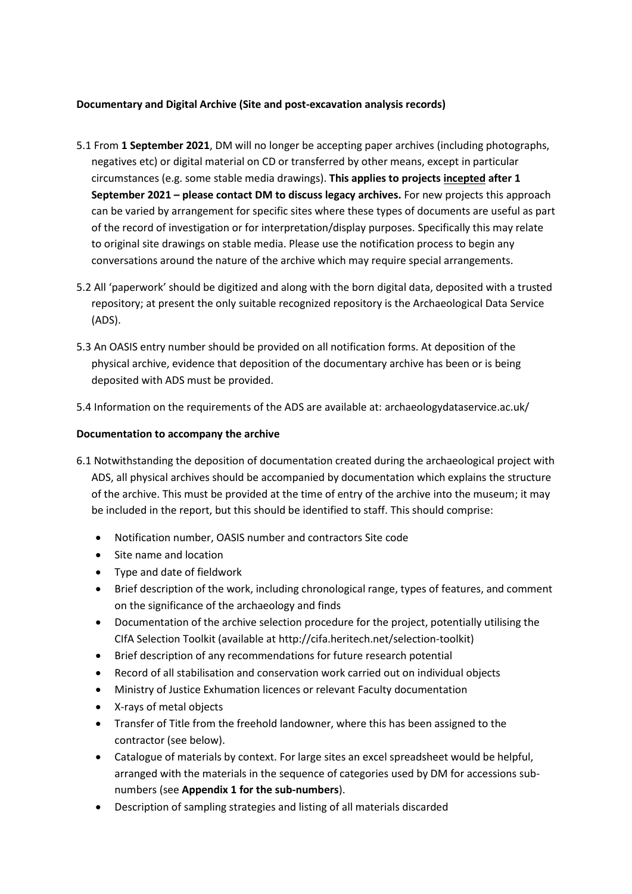**Documentary and Digital Archive (Site and post-excavation analysis records)**

5.1 From **1 September 2021**, DM will no longer be accepting paper archives (including photographs, negatives etc) or digital material on CD or transferred by other means, except in particular circumstances (e.g. some stable media drawings). **This applies to projects incepted after 1 September 2021 – please contact DM to discuss legacy archives.** For new projects this approach can be varied by arrangement for specific sites where these types of documents are useful as part of the record of investigation or for interpretation/display purposes. Specifically this may relate to original site drawings on stable media. Please use the notification process to begin any conversations around the nature of the archive which may require special arrangements.

5.2 All 'paperwork' should be digitized and along with the born digital data, deposited with a trusted repository; at present the only suitable recognized repository is the Archaeological Data Service (ADS).

5.3 An OASIS entry number should be provided on all notification forms. At deposition of the physical archive, evidence that deposition of the documentary archive has been or is being deposited with ADS must be provided.

5.4 Information on the requirements of the ADS are available at: archaeologydataservice.ac.uk/

**Documentation to accompany the archive**

6.1 Notwithstanding the deposition of documentation created during the archaeological project with ADS, all physical archives should be accompanied by documentation which explains the structure of the archive. This must be provided at the time of entry of the archive into the museum; it may be included in the report, but this should be identified to staff. This should comprise:

- Notification number, OASIS number and contractors Site code
- Site name and location
- Type and date of fieldwork
- Brief description of the work, including chronological range, types of features, and comment on the significance of the archaeology and finds
- Documentation of the archive selection procedure for the project, potentially utilising the CIfA Selection Toolkit (available at http://cifa.heritech.net/selection-toolkit)
- Brief description of any recommendations for future research potential
- Record of all stabilisation and conservation work carried out on individual objects
- Ministry of Justice Exhumation licences or relevant Faculty documentation
- X-rays of metal objects
- Transfer of Title from the freehold landowner, where this has been assigned to the contractor (see below).
- Catalogue of materials by context. For large sites an excel spreadsheet would be helpful, arranged with the materials in the sequence of categories used by DM for accessions sub-numbers (see **Appendix 1 for the sub-numbers**).
- Description of sampling strategies and listing of all materials discarded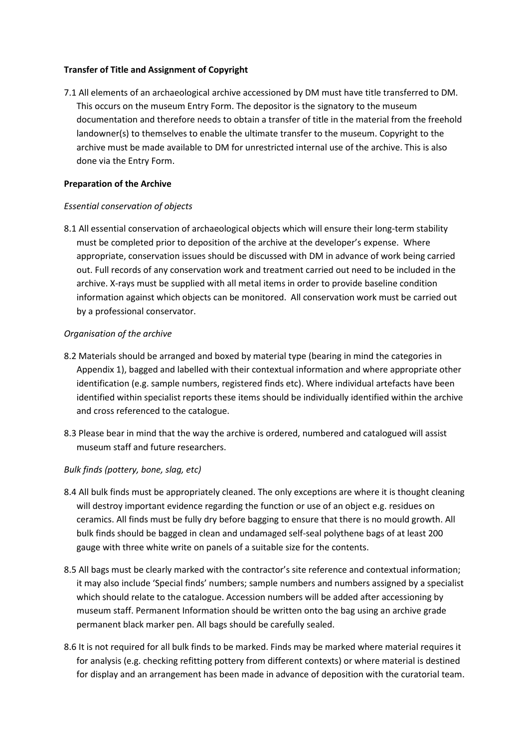**Transfer of Title and Assignment of Copyright**

7.1 All elements of an archaeological archive accessioned by DM must have title transferred to DM. This occurs on the museum Entry Form. The depositor is the signatory to the museum documentation and therefore needs to obtain a transfer of title in the material from the freehold landowner(s) to themselves to enable the ultimate transfer to the museum. Copyright to the archive must be made available to DM for unrestricted internal use of the archive. This is also done via the Entry Form.

**Preparation of the Archive**

*Essential conservation of objects*

8.1 All essential conservation of archaeological objects which will ensure their long-term stability must be completed prior to deposition of the archive at the developer's expense. Where appropriate, conservation issues should be discussed with DM in advance of work being carried out. Full records of any conservation work and treatment carried out need to be included in the archive. X-rays must be supplied with all metal items in order to provide baseline condition information against which objects can be monitored. All conservation work must be carried out by a professional conservator.

*Organisation of the archive*

8.2 Materials should be arranged and boxed by material type (bearing in mind the categories in Appendix 1), bagged and labelled with their contextual information and where appropriate other identification (e.g. sample numbers, registered finds etc). Where individual artefacts have been identified within specialist reports these items should be individually identified within the archive and cross referenced to the catalogue.

8.3 Please bear in mind that the way the archive is ordered, numbered and catalogued will assist museum staff and future researchers.

*Bulk finds (pottery, bone, slag, etc)*

8.4 All bulk finds must be appropriately cleaned. The only exceptions are where it is thought cleaning will destroy important evidence regarding the function or use of an object e.g. residues on ceramics. All finds must be fully dry before bagging to ensure that there is no mould growth. All bulk finds should be bagged in clean and undamaged self-seal polythene bags of at least 200 gauge with three white write on panels of a suitable size for the contents.

8.5 All bags must be clearly marked with the contractor's site reference and contextual information; it may also include 'Special finds' numbers; sample numbers and numbers assigned by a specialist which should relate to the catalogue. Accession numbers will be added after accessioning by museum staff. Permanent Information should be written onto the bag using an archive grade permanent black marker pen. All bags should be carefully sealed.

8.6 It is not required for all bulk finds to be marked. Finds may be marked where material requires it for analysis (e.g. checking refitting pottery from different contexts) or where material is destined for display and an arrangement has been made in advance of deposition with the curatorial team.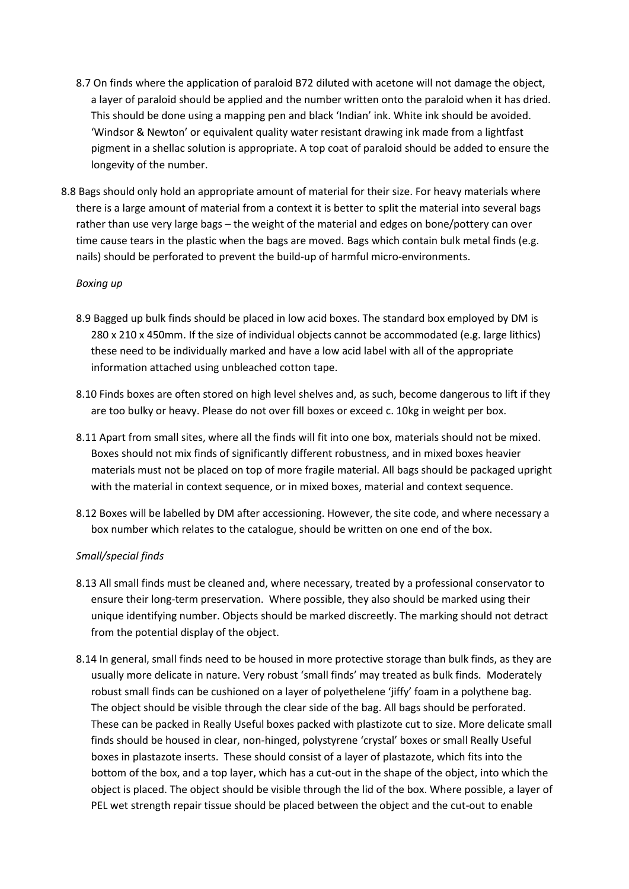8.7 On finds where the application of paraloid B72 diluted with acetone will not damage the object, a layer of paraloid should be applied and the number written onto the paraloid when it has dried. This should be done using a mapping pen and black 'Indian' ink. White ink should be avoided. 'Windsor & Newton' or equivalent quality water resistant drawing ink made from a lightfast pigment in a shellac solution is appropriate. A top coat of paraloid should be added to ensure the longevity of the number.

8.8 Bags should only hold an appropriate amount of material for their size. For heavy materials where there is a large amount of material from a context it is better to split the material into several bags rather than use very large bags – the weight of the material and edges on bone/pottery can over time cause tears in the plastic when the bags are moved. Bags which contain bulk metal finds (e.g. nails) should be perforated to prevent the build-up of harmful micro-environments.

*Boxing up*

8.9 Bagged up bulk finds should be placed in low acid boxes. The standard box employed by DM is 280 x 210 x 450mm. If the size of individual objects cannot be accommodated (e.g. large lithics) these need to be individually marked and have a low acid label with all of the appropriate information attached using unbleached cotton tape.

8.10 Finds boxes are often stored on high level shelves and, as such, become dangerous to lift if they are too bulky or heavy. Please do not over fill boxes or exceed c. 10kg in weight per box.

8.11 Apart from small sites, where all the finds will fit into one box, materials should not be mixed. Boxes should not mix finds of significantly different robustness, and in mixed boxes heavier materials must not be placed on top of more fragile material. All bags should be packaged upright with the material in context sequence, or in mixed boxes, material and context sequence.

8.12 Boxes will be labelled by DM after accessioning. However, the site code, and where necessary a box number which relates to the catalogue, should be written on one end of the box.

*Small/special finds*

8.13 All small finds must be cleaned and, where necessary, treated by a professional conservator to ensure their long-term preservation. Where possible, they also should be marked using their unique identifying number. Objects should be marked discreetly. The marking should not detract from the potential display of the object.

8.14 In general, small finds need to be housed in more protective storage than bulk finds, as they are usually more delicate in nature. Very robust 'small finds' may treated as bulk finds. Moderately robust small finds can be cushioned on a layer of polyethelene 'jiffy' foam in a polythene bag. The object should be visible through the clear side of the bag. All bags should be perforated. These can be packed in Really Useful boxes packed with plastizote cut to size. More delicate small finds should be housed in clear, non-hinged, polystyrene 'crystal' boxes or small Really Useful boxes in plastazote inserts. These should consist of a layer of plastazote, which fits into the bottom of the box, and a top layer, which has a cut-out in the shape of the object, into which the object is placed. The object should be visible through the lid of the box. Where possible, a layer of PEL wet strength repair tissue should be placed between the object and the cut-out to enable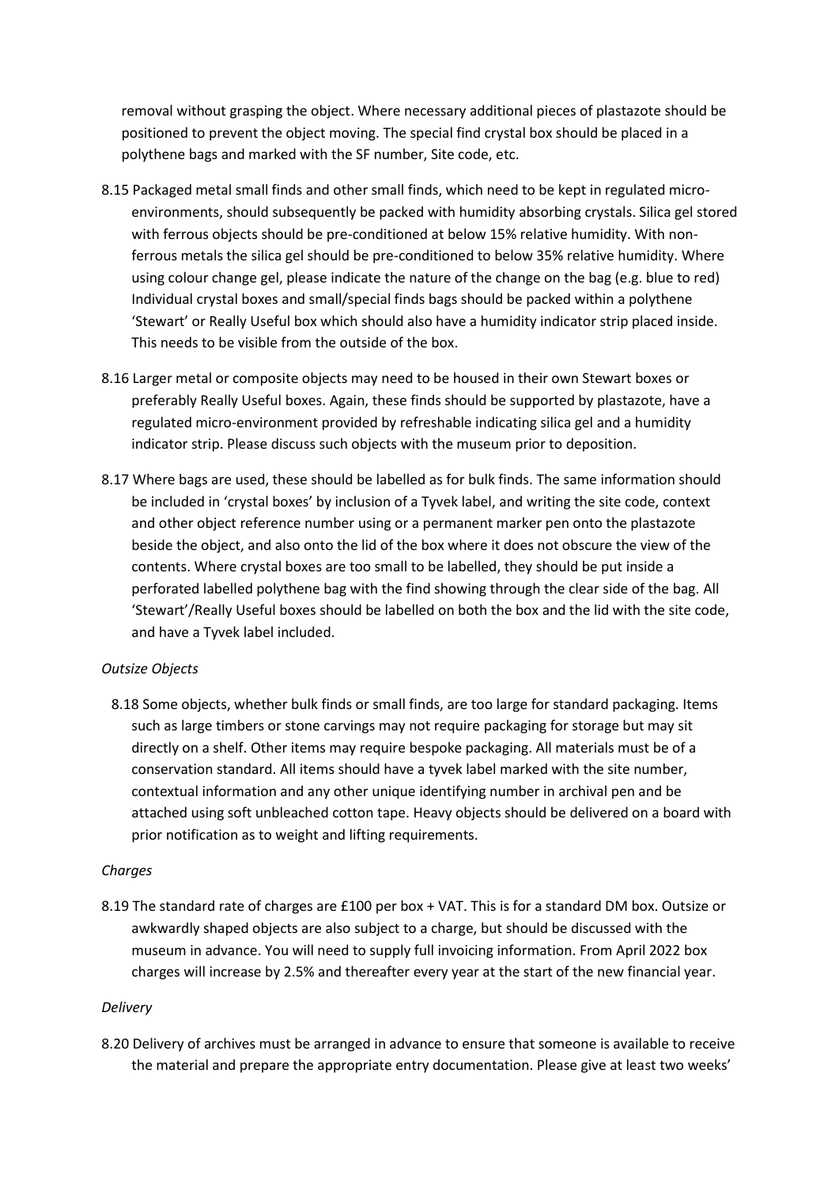removal without grasping the object. Where necessary additional pieces of plastazote should be positioned to prevent the object moving. The special find crystal box should be placed in a polythene bags and marked with the SF number, Site code, etc.

8.15 Packaged metal small finds and other small finds, which need to be kept in regulated micro-environments, should subsequently be packed with humidity absorbing crystals. Silica gel stored with ferrous objects should be pre-conditioned at below 15% relative humidity. With non-ferrous metals the silica gel should be pre-conditioned to below 35% relative humidity. Where using colour change gel, please indicate the nature of the change on the bag (e.g. blue to red) Individual crystal boxes and small/special finds bags should be packed within a polythene 'Stewart' or Really Useful box which should also have a humidity indicator strip placed inside. This needs to be visible from the outside of the box.

8.16 Larger metal or composite objects may need to be housed in their own Stewart boxes or preferably Really Useful boxes. Again, these finds should be supported by plastazote, have a regulated micro-environment provided by refreshable indicating silica gel and a humidity indicator strip. Please discuss such objects with the museum prior to deposition.

8.17 Where bags are used, these should be labelled as for bulk finds. The same information should be included in 'crystal boxes' by inclusion of a Tyvek label, and writing the site code, context and other object reference number using or a permanent marker pen onto the plastazote beside the object, and also onto the lid of the box where it does not obscure the view of the contents. Where crystal boxes are too small to be labelled, they should be put inside a perforated labelled polythene bag with the find showing through the clear side of the bag. All 'Stewart'/Really Useful boxes should be labelled on both the box and the lid with the site code, and have a Tyvek label included.

*Outsize Objects*

8.18 Some objects, whether bulk finds or small finds, are too large for standard packaging. Items such as large timbers or stone carvings may not require packaging for storage but may sit directly on a shelf. Other items may require bespoke packaging. All materials must be of a conservation standard. All items should have a tyvek label marked with the site number, contextual information and any other unique identifying number in archival pen and be attached using soft unbleached cotton tape. Heavy objects should be delivered on a board with prior notification as to weight and lifting requirements.

*Charges*

8.19 The standard rate of charges are £100 per box + VAT. This is for a standard DM box. Outsize or awkwardly shaped objects are also subject to a charge, but should be discussed with the museum in advance. You will need to supply full invoicing information. From April 2022 box charges will increase by 2.5% and thereafter every year at the start of the new financial year.

*Delivery*

8.20 Delivery of archives must be arranged in advance to ensure that someone is available to receive the material and prepare the appropriate entry documentation. Please give at least two weeks'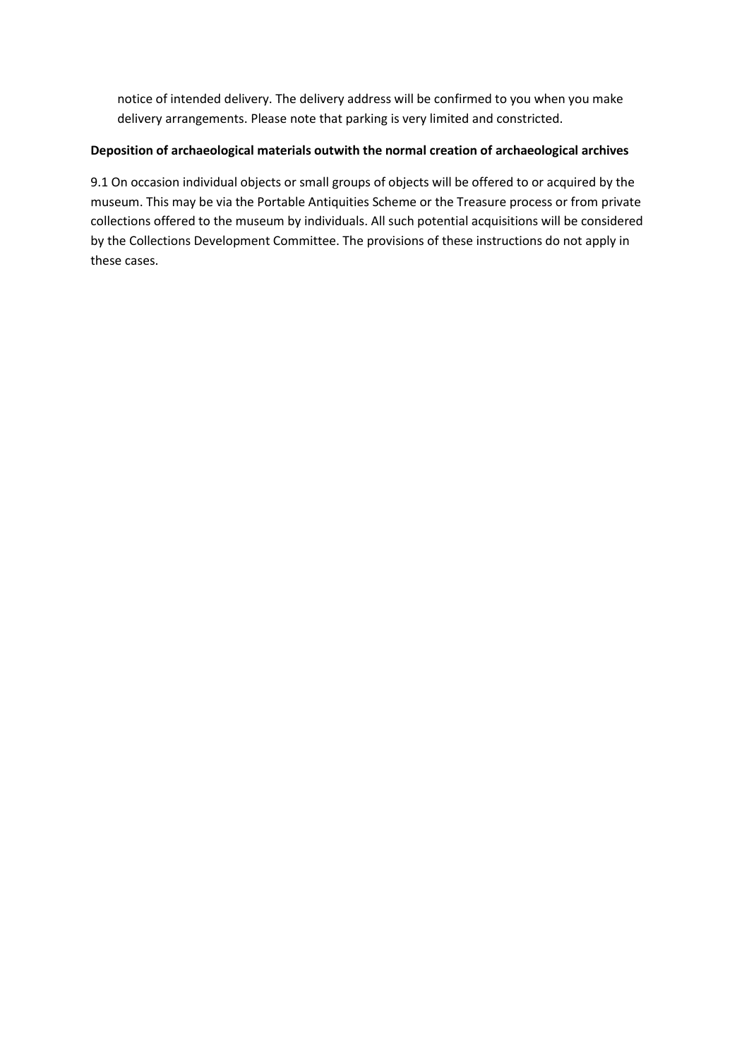notice of intended delivery. The delivery address will be confirmed to you when you make delivery arrangements. Please note that parking is very limited and constricted.

**Deposition of archaeological materials outwith the normal creation of archaeological archives**

9.1 On occasion individual objects or small groups of objects will be offered to or acquired by the museum. This may be via the Portable Antiquities Scheme or the Treasure process or from private collections offered to the museum by individuals. All such potential acquisitions will be considered by the Collections Development Committee. The provisions of these instructions do not apply in these cases.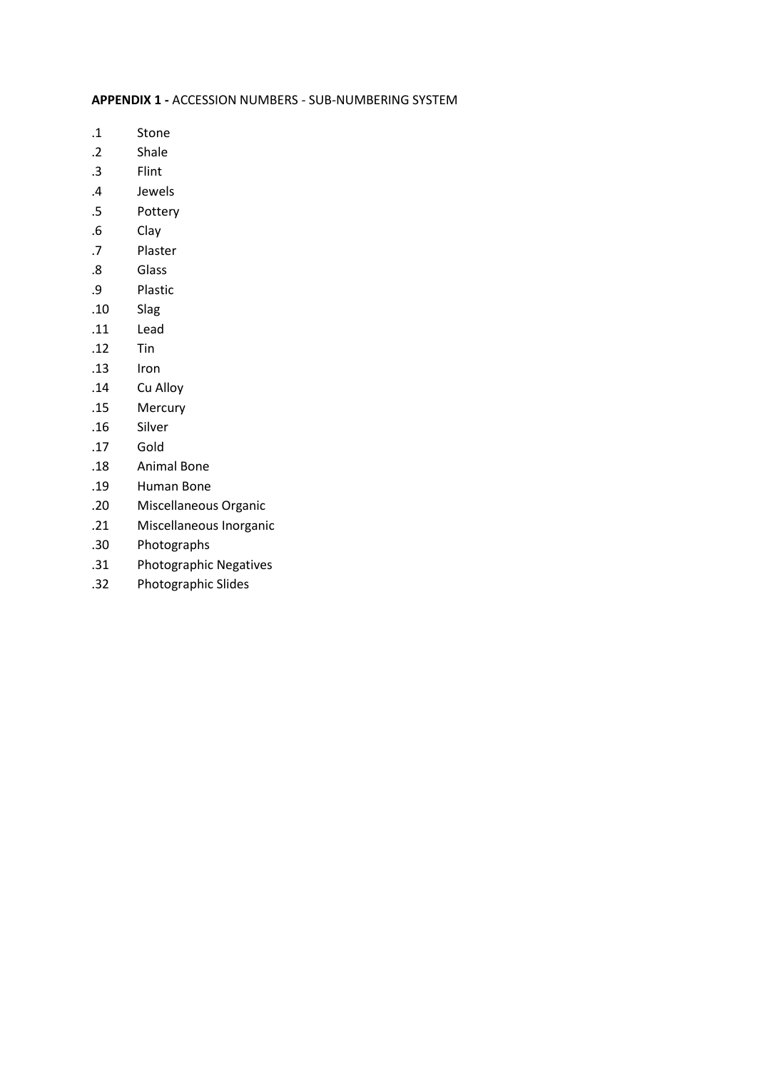**APPENDIX 1 -** ACCESSION NUMBERS - SUB-NUMBERING SYSTEM

| | |
|---|---|
| .1 | Stone |
| .2 | Shale |
| .3 | Flint |
| .4 | Jewels |
| .5 | Pottery |
| .6 | Clay |
| .7 | Plaster |
| .8 | Glass |
| .9 | Plastic |
| .10 | Slag |
| .11 | Lead |
| .12 | Tin |
| .13 | Iron |
| .14 | Cu Alloy |
| .15 | Mercury |
| .16 | Silver |
| .17 | Gold |
| .18 | Animal Bone |
| .19 | Human Bone |
| .20 | Miscellaneous Organic |
| .21 | Miscellaneous Inorganic |
| .30 | Photographs |
| .31 | Photographic Negatives |
| .32 | Photographic Slides |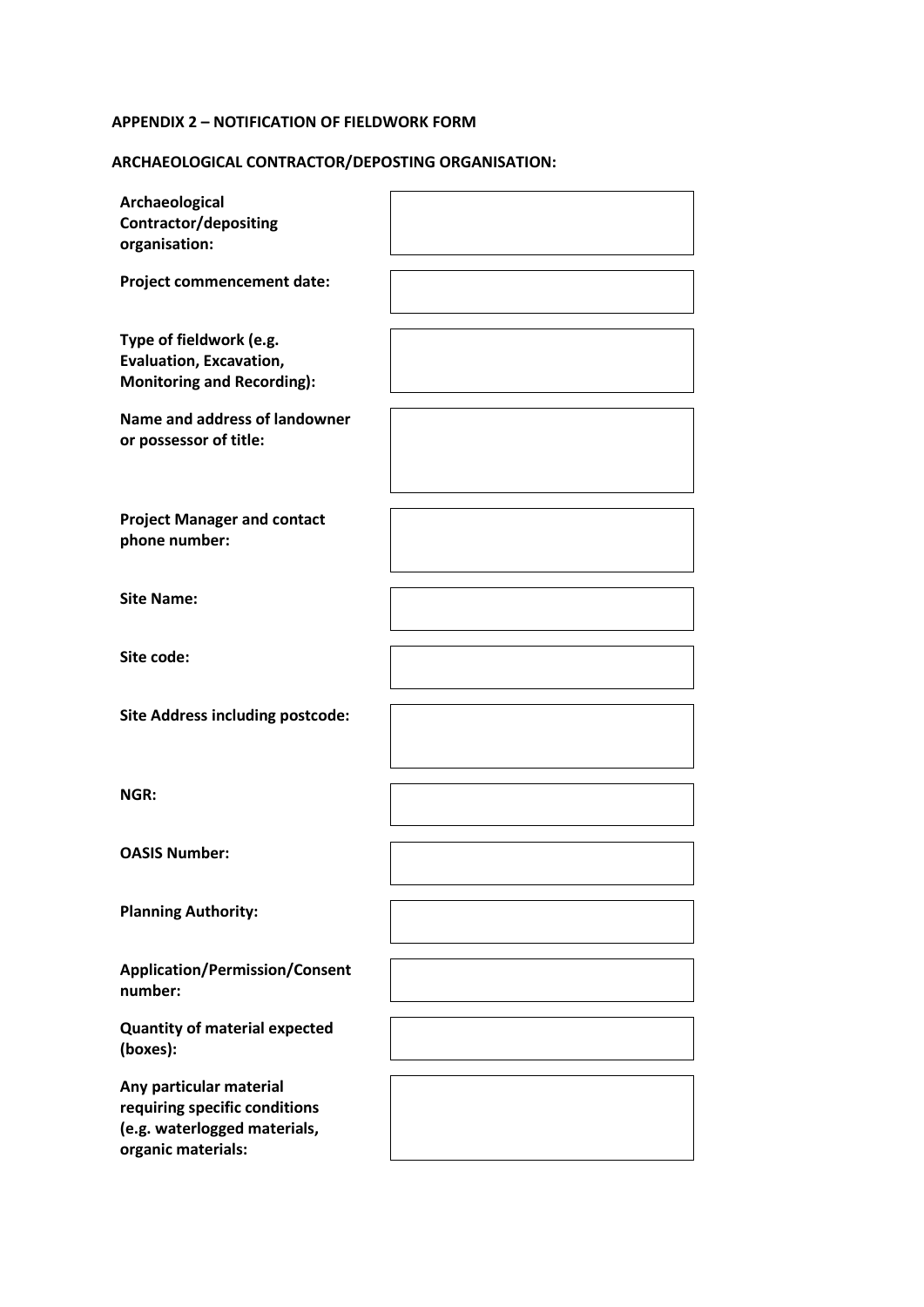**APPENDIX 2 – NOTIFICATION OF FIELDWORK FORM**

**ARCHAEOLOGICAL CONTRACTOR/DEPOSTING ORGANISATION:**

| | |
|---|---|
| **Archaeological Contractor/depositing organisation:** | |
| **Project commencement date:** | |
| **Type of fieldwork (e.g. Evaluation, Excavation, Monitoring and Recording):** | |
| **Name and address of landowner or possessor of title:** | |
| **Project Manager and contact phone number:** | |
| **Site Name:** | |
| **Site code:** | |
| **Site Address including postcode:** | |
| **NGR:** | |
| **OASIS Number:** | |
| **Planning Authority:** | |
| **Application/Permission/Consent number:** | |
| **Quantity of material expected (boxes):** | |
| **Any particular material requiring specific conditions (e.g. waterlogged materials, organic materials:** | |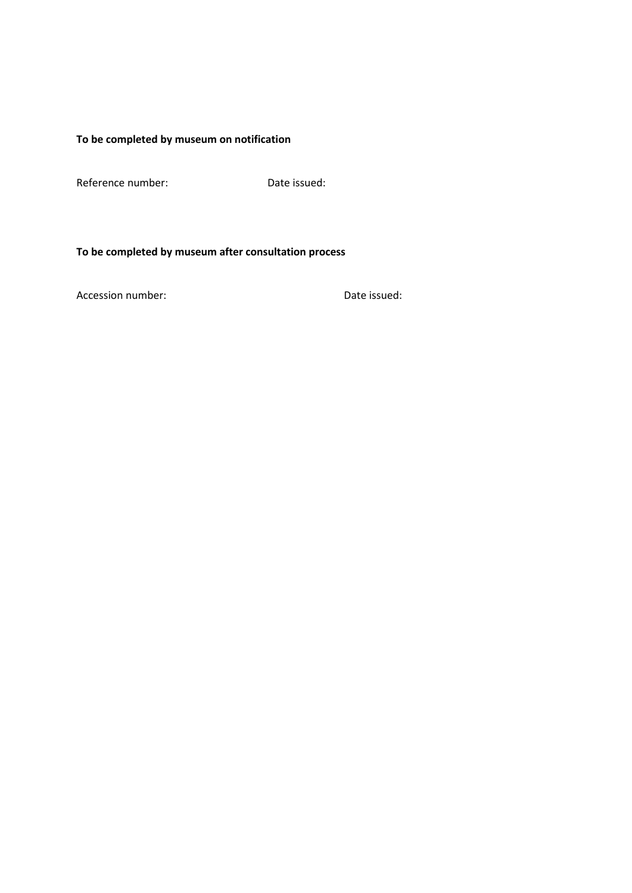**To be completed by museum on notification**

Reference number: Date issued:

**To be completed by museum after consultation process**

Accession number: Date issued: